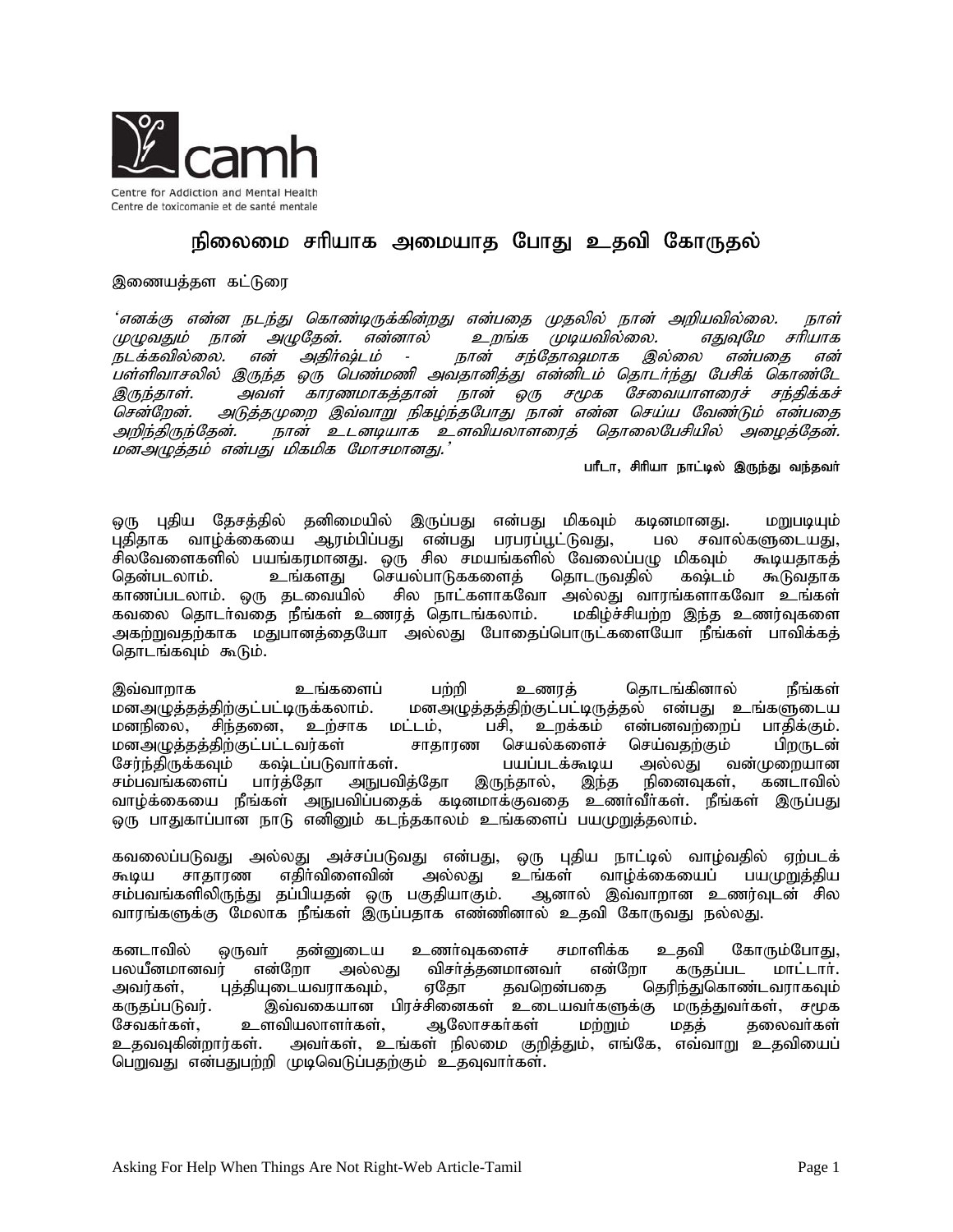Centre for Addiction and Mental Health
Centre de toxicomanie et de santé mentale

# நிலைமை சரியாக அமையாத போது உதவி கோருதல்

இணையத்தள கட்டுரை

*'எனக்கு என்ன நடந்து கொண்டிருக்கின்றது என்பதை முதலில் நான் அறியவில்லை. நாள் முழுவதும் நான் அழுதேன். என்னால் உறங்க முடியவில்லை. எதுவுமே சரியாக நடக்கவில்லை. என் அதிர்ஷ்டம் - நான் சந்தோஷமாக இல்லை என்பதை என் பள்ளிவாசலில் இருந்த ஒரு பெண்மணி அவதானித்து என்னிடம் தொடர்ந்து பேசிக் கொண்டே இருந்தாள். அவள் காரணமாகத்தான் நான் ஒரு சமூக சேவையாளரைச் சந்திக்கச் சென்றேன். அடுத்தமுறை இவ்வாறு நிகழ்ந்தபோது நான் என்ன செய்ய வேண்டும் என்பதை அறிந்திருந்தேன். நான் உடனடியாக உளவியலாளரைத் தொலைபேசியில் அழைத்தேன். மனஅழுத்தம் என்பது மிகமிக மோசமானது.'*

**பரீடா, சிரியா நாட்டில் இருந்து வந்தவர்**

ஒரு புதிய தேசத்தில் தனிமையில் இருப்பது என்பது மிகவும் கடினமானது. மறுபடியும் புதிதாக வாழ்க்கையை ஆரம்பிப்பது என்பது பரபரப்பூட்டுவது, பல சவால்களுடையது, சிலவேளைகளில் பயங்கரமானது. ஒரு சில சமயங்களில் வேலைப்பழு மிகவும் கூடியதாகத் தென்படலாம். உங்களது செயல்பாடுககளைத் தொடருவதில் கஷ்டம் கூடுவதாக காணப்படலாம். ஒரு தடவையில் சில நாட்களாகவோ அல்லது வாரங்களாகவோ உங்கள் கவலை தொடர்வதை நீங்கள் உணரத் தொடங்கலாம். மகிழ்ச்சியற்ற இந்த உணர்வுகளை அகற்றுவதற்காக மதுபானத்தையோ அல்லது போதைப்பொருட்களையோ நீங்கள் பாவிக்கத் தொடங்கவும் கூடும்.

இவ்வாறாக உங்களைப் பற்றி உணரத் தொடங்கினால் நீங்கள் மனஅழுத்தத்திற்குட்பட்டிருக்கலாம். மனஅழுத்தத்திற்குட்பட்டிருத்தல் என்பது உங்களுடைய மனநிலை, சிந்தனை, உற்சாக மட்டம், பசி, உறக்கம் என்பனவற்றைப் பாதிக்கும். மனஅழுத்தத்திற்குட்பட்டவர்கள் சாதாரண செயல்களைச் செய்வதற்கும் பிறருடன் சேர்ந்திருக்கவும் கஷ்டப்படுவார்கள். பயப்படக்கூடிய அல்லது வன்முறையான சம்பவங்களைப் பார்த்தோ அநுபவித்தோ இருந்தால், இந்த நினைவுகள், கனடாவில் வாழ்க்கையை நீங்கள் அநுபவிப்பதைக் கடினமாக்குவதை உணர்வீர்கள். நீங்கள் இருப்பது ஒரு பாதுகாப்பான நாடு எனினும் கடந்தகாலம் உங்களைப் பயமுறுத்தலாம்.

கவலைப்படுவது அல்லது அச்சப்படுவது என்பது, ஒரு புதிய நாட்டில் வாழ்வதில் ஏற்படக் கூடிய சாதாரண எதிர்விளைவின் அல்லது உங்கள் வாழ்க்கையைப் பயமுறுத்திய சம்பவங்களிலிருந்து தப்பியதன் ஒரு பகுதியாகும். ஆனால் இவ்வாறான உணர்வுடன் சில வாரங்களுக்கு மேலாக நீங்கள் இருப்பதாக எண்ணினால் உதவி கோருவது நல்லது.

கனடாவில் ஒருவர் தன்னுடைய உணர்வுகளைச் சமாளிக்க உதவி கோரும்போது, பலயீனமானவர் என்றோ அல்லது விசர்த்தனமானவர் என்றோ கருதப்பட மாட்டார். அவர்கள், புத்தியுடையவராகவும், ஏதோ தவறென்பதை தெரிந்துகொண்டவராகவும் கருதப்படுவர். இவ்வகையான பிரச்சினைகள் உடையவர்களுக்கு மருத்துவர்கள், சமூக சேவகர்கள், உளவியலாளர்கள், ஆலோசகர்கள் மற்றும் மதத் தலைவர்கள் உதவுகின்றார்கள். அவர்கள், உங்கள் நிலமை குறித்தும், எங்கே, எவ்வாறு உதவியைப் பெறுவது என்பதுபற்றி முடிவெடுப்பதற்கும் உதவுவார்கள்.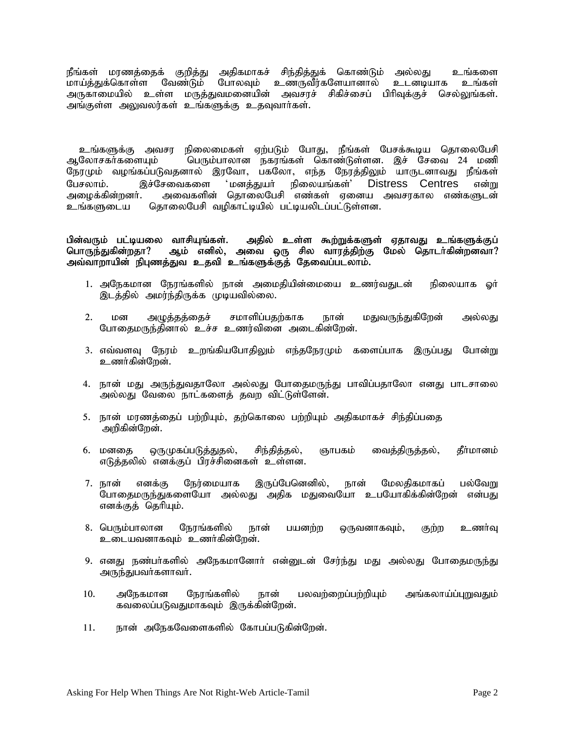நீங்கள் மரணத்தைக் குறித்து அதிகமாகச் சிந்தித்துக் கொண்டும் அல்லது உங்களை மாய்த்துக்கொள்ள வேண்டும் போலவும் உணருவீர்களேயானால் உடனடியாக உங்கள் அருகாமையில் உள்ள மருத்துவமனையின் அவசரச் சிகிச்சைப் பிரிவுக்குச் செல்லுங்கள். அங்குள்ள அலுவலர்கள் உங்களுக்கு உதவுவார்கள்.

உங்களுக்கு அவசர நிலைமைகள் ஏற்படும் போது, நீங்கள் பேசக்கூடிய தொலைபேசி ஆலோசகர்களையும் பெரும்பாலான நகரங்கள் கொண்டுள்ளன. இச் சேவை 24 மணி நேரமும் வழங்கப்படுவதனால் இரவோ, பகலோ, எந்த நேரத்திலும் யாருடனாவது நீங்கள் பேசலாம். இச்சேவைகளை 'மனத்துயர் நிலையங்கள்' Distress Centres என்று அழைக்கின்றனர். அவைகளின் தொலைபேசி எண்கள் ஏனைய அவசரகால எண்களுடன் உங்களுடைய தொலைபேசி வழிகாட்டியில் பட்டியலிடப்பட்டுள்ளன.

**பின்வரும் பட்டியலை வாசியுங்கள். அதில் உள்ள கூற்றுக்களுள் ஏதாவது உங்களுக்குப் பொருந்துகின்றதா? ஆம் எனில், அவை ஒரு சில வாரத்திற்கு மேல் தொடர்கின்றனவா? அவ்வாறாயின் நிபுணத்துவ உதவி உங்களுக்குத் தேவைப்படலாம்.**

1. அநேகமான நேரங்களில் நான் அமைதியின்மையை உணர்வதுடன் நிலையாக ஓர் இடத்தில் அமர்ந்திருக்க முடியவில்லை.
2. மன அழுத்தத்தைச் சமாளிப்பதற்காக நான் மதுவருந்துகிறேன் அல்லது போதைமருந்தினால் உச்ச உணர்வினை அடைகின்றேன்.
3. எவ்வளவு நேரம் உறங்கியபோதிலும் எந்தநேரமும் களைப்பாக இருப்பது போன்று உணர்கின்றேன்.
4. நான் மது அருந்துவதாலோ அல்லது போதைமருந்து பாவிப்பதாலோ எனது பாடசாலை அல்லது வேலை நாட்களைத் தவற விட்டுள்ளேன்.
5. நான் மரணத்தைப் பற்றியும், தற்கொலை பற்றியும் அதிகமாகச் சிந்திப்பதை அறிகின்றேன்.
6. மனதை ஒருமுகப்படுத்துதல், சிந்தித்தல், ஞாபகம் வைத்திருத்தல், தீர்மானம் எடுத்தலில் எனக்குப் பிரச்சினைகள் உள்ளன.
7. நான் எனக்கு நேர்மையாக இருப்பேனெனில், நான் மேலதிகமாகப் பல்வேறு போதைமருந்துகளையோ அல்லது அதிக மதுவையோ உபயோகிக்கின்றேன் என்பது எனக்குத் தெரியும்.
8. பெரும்பாலான நேரங்களில் நான் பயனற்ற ஒருவனாகவும், குற்ற உணர்வு உடையவனாகவும் உணர்கின்றேன்.
9. எனது நண்பர்களில் அநேகமானோர் என்னுடன் சேர்ந்து மது அல்லது போதைமருந்து அருந்துபவர்களாவர்.
10. அநேகமான நேரங்களில் நான் பலவற்றைப்பற்றியும் அங்கலாய்ப்புறுவதும் கவலைப்படுவதுமாகவும் இருக்கின்றேன்.
11. நான் அநேகவேளைகளில் கோபப்படுகின்றேன்.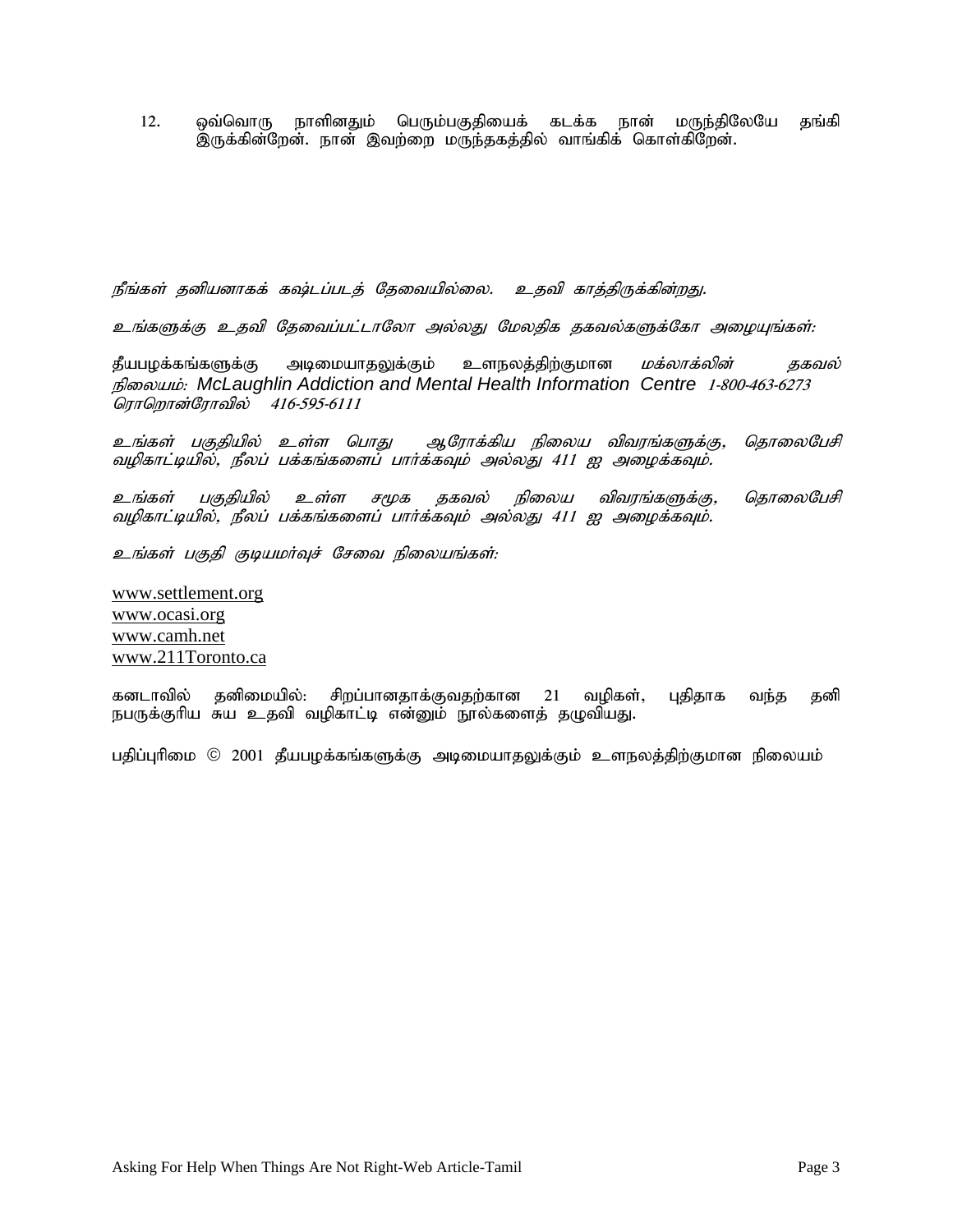12. ஒவ்வொரு நாளினதும் பெரும்பகுதியைக் கடக்க நான் மருந்திலேயே தங்கி இருக்கின்றேன். நான் இவற்றை மருந்தகத்தில் வாங்கிக் கொள்கிறேன்.

*நீங்கள் தனியனாகக் கஷ்டப்படத் தேவையில்லை. உதவி காத்திருக்கின்றது.*

*உங்களுக்கு உதவி தேவைப்பட்டாலோ அல்லது மேலதிக தகவல்களுக்கோ அழையுங்கள்:*

தீயபழக்கங்களுக்கு அடிமையாதலுக்கும் உளநலத்திற்குமான *மக்லாக்லின் தகவல் நிலையம்: McLaughlin Addiction and Mental Health Information Centre 1-800-463-6273*
*ரொறொன்ரோவில் 416-595-6111*

*உங்கள் பகுதியில் உள்ள பொது ஆரோக்கிய நிலைய விவரங்களுக்கு, தொலைபேசி வழிகாட்டியில், நீலப் பக்கங்களைப் பார்க்கவும் அல்லது 411 ஐ அழைக்கவும்.*

*உங்கள் பகுதியில் உள்ள சமூக தகவல் நிலைய விவரங்களுக்கு, தொலைபேசி வழிகாட்டியில், நீலப் பக்கங்களைப் பார்க்கவும் அல்லது 411 ஐ அழைக்கவும்.*

*உங்கள் பகுதி குடியமர்வுச் சேவை நிலையங்கள்:*

www.settlement.org
www.ocasi.org
www.camh.net
www.211Toronto.ca

கனடாவில் தனிமையில்: சிறப்பானதாக்குவதற்கான 21 வழிகள், புதிதாக வந்த தனி நபருக்குரிய சுய உதவி வழிகாட்டி என்னும் நூல்களைத் தழுவியது.

பதிப்புரிமை © 2001 தீயபழக்கங்களுக்கு அடிமையாதலுக்கும் உளநலத்திற்குமான நிலையம்